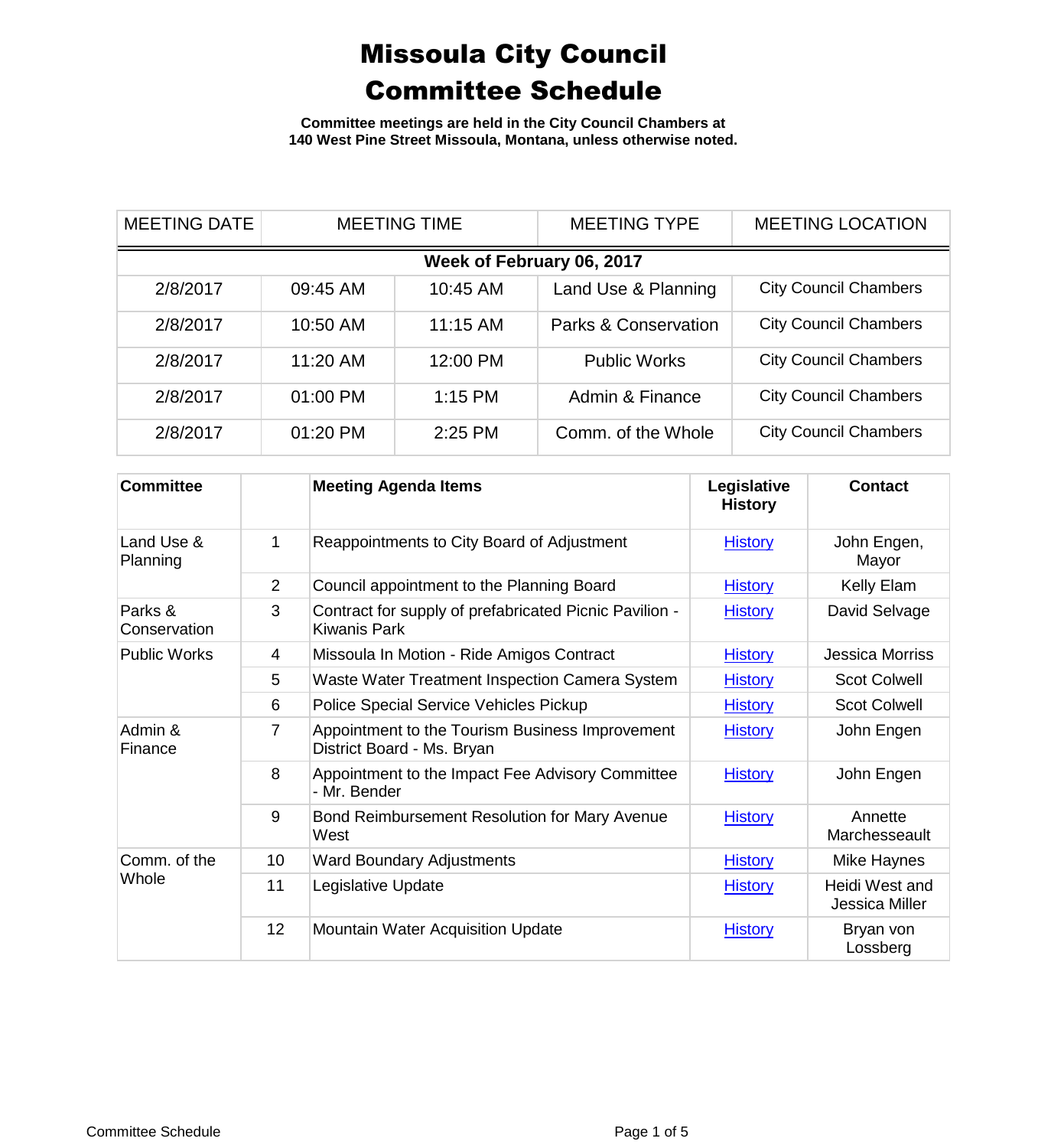# Missoula City Council
# Committee Schedule

**Committee meetings are held in the City Council Chambers at 140 West Pine Street Missoula, Montana, unless otherwise noted.**

| MEETING DATE | MEETING TIME | | MEETING TYPE | MEETING LOCATION |
|---|---|---|---|---|
| **Week of February 06, 2017** | | | | |
| 2/8/2017 | 09:45 AM | 10:45 AM | Land Use & Planning | City Council Chambers |
| 2/8/2017 | 10:50 AM | 11:15 AM | Parks & Conservation | City Council Chambers |
| 2/8/2017 | 11:20 AM | 12:00 PM | Public Works | City Council Chambers |
| 2/8/2017 | 01:00 PM | 1:15 PM | Admin & Finance | City Council Chambers |
| 2/8/2017 | 01:20 PM | 2:25 PM | Comm. of the Whole | City Council Chambers |

| Committee | | Meeting Agenda Items | Legislative History | Contact |
|---|---|---|---|---|
| Land Use & Planning | 1 | Reappointments to City Board of Adjustment | History | John Engen, Mayor |
| | 2 | Council appointment to the Planning Board | History | Kelly Elam |
| Parks & Conservation | 3 | Contract for supply of prefabricated Picnic Pavilion - Kiwanis Park | History | David Selvage |
| Public Works | 4 | Missoula In Motion - Ride Amigos Contract | History | Jessica Morriss |
| | 5 | Waste Water Treatment Inspection Camera System | History | Scot Colwell |
| | 6 | Police Special Service Vehicles Pickup | History | Scot Colwell |
| Admin & Finance | 7 | Appointment to the Tourism Business Improvement District Board - Ms. Bryan | History | John Engen |
| | 8 | Appointment to the Impact Fee Advisory Committee - Mr. Bender | History | John Engen |
| | 9 | Bond Reimbursement Resolution for Mary Avenue West | History | Annette Marchesseault |
| Comm. of the Whole | 10 | Ward Boundary Adjustments | History | Mike Haynes |
| | 11 | Legislative Update | History | Heidi West and Jessica Miller |
| | 12 | Mountain Water Acquisition Update | History | Bryan von Lossberg |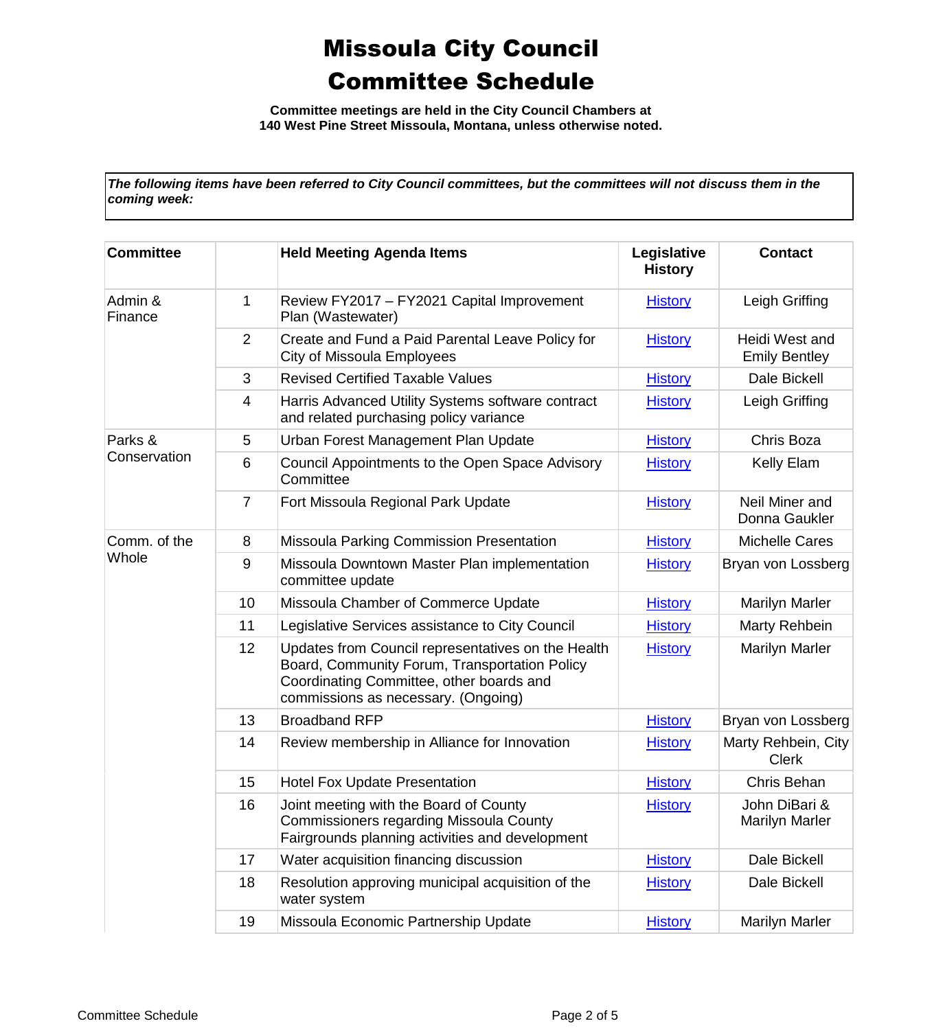# Missoula City Council Committee Schedule

**Committee meetings are held in the City Council Chambers at 140 West Pine Street Missoula, Montana, unless otherwise noted.**

***The following items have been referred to City Council committees, but the committees will not discuss them in the coming week:***

| Committee | | Held Meeting Agenda Items | Legislative History | Contact |
|---|---|---|---|---|
| Admin & Finance | 1 | Review FY2017 – FY2021 Capital Improvement Plan (Wastewater) | History | Leigh Griffing |
| | 2 | Create and Fund a Paid Parental Leave Policy for City of Missoula Employees | History | Heidi West and Emily Bentley |
| | 3 | Revised Certified Taxable Values | History | Dale Bickell |
| | 4 | Harris Advanced Utility Systems software contract and related purchasing policy variance | History | Leigh Griffing |
| Parks & Conservation | 5 | Urban Forest Management Plan Update | History | Chris Boza |
| | 6 | Council Appointments to the Open Space Advisory Committee | History | Kelly Elam |
| | 7 | Fort Missoula Regional Park Update | History | Neil Miner and Donna Gaukler |
| Comm. of the Whole | 8 | Missoula Parking Commission Presentation | History | Michelle Cares |
| | 9 | Missoula Downtown Master Plan implementation committee update | History | Bryan von Lossberg |
| | 10 | Missoula Chamber of Commerce Update | History | Marilyn Marler |
| | 11 | Legislative Services assistance to City Council | History | Marty Rehbein |
| | 12 | Updates from Council representatives on the Health Board, Community Forum, Transportation Policy Coordinating Committee, other boards and commissions as necessary. (Ongoing) | History | Marilyn Marler |
| | 13 | Broadband RFP | History | Bryan von Lossberg |
| | 14 | Review membership in Alliance for Innovation | History | Marty Rehbein, City Clerk |
| | 15 | Hotel Fox Update Presentation | History | Chris Behan |
| | 16 | Joint meeting with the Board of County Commissioners regarding Missoula County Fairgrounds planning activities and development | History | John DiBari & Marilyn Marler |
| | 17 | Water acquisition financing discussion | History | Dale Bickell |
| | 18 | Resolution approving municipal acquisition of the water system | History | Dale Bickell |
| | 19 | Missoula Economic Partnership Update | History | Marilyn Marler |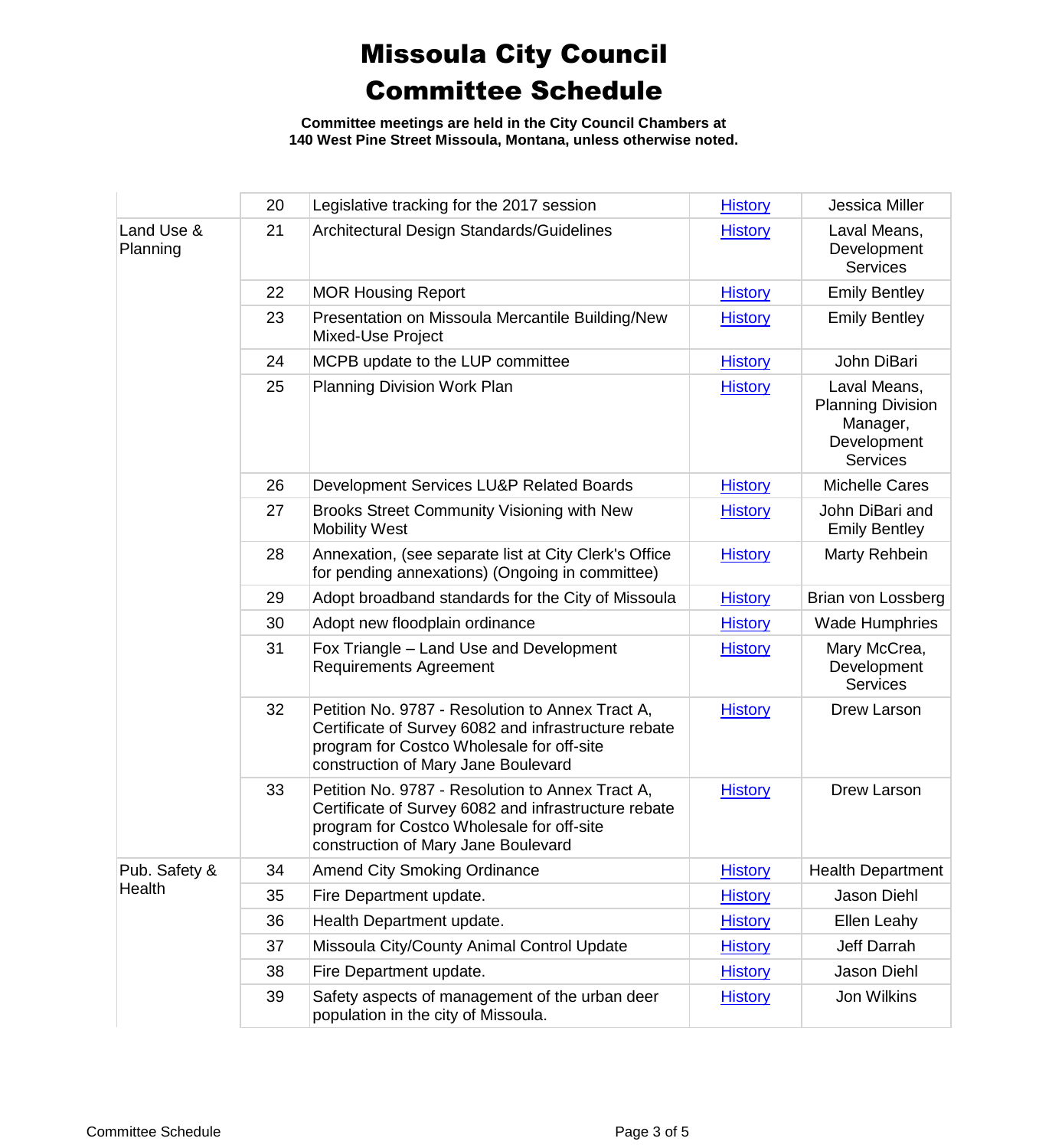# Missoula City Council
# Committee Schedule

**Committee meetings are held in the City Council Chambers at 140 West Pine Street Missoula, Montana, unless otherwise noted.**

| | | | | |
|---|---|---|---|---|
| | 20 | Legislative tracking for the 2017 session | History | Jessica Miller |
| Land Use & Planning | 21 | Architectural Design Standards/Guidelines | History | Laval Means, Development Services |
| | 22 | MOR Housing Report | History | Emily Bentley |
| | 23 | Presentation on Missoula Mercantile Building/New Mixed-Use Project | History | Emily Bentley |
| | 24 | MCPB update to the LUP committee | History | John DiBari |
| | 25 | Planning Division Work Plan | History | Laval Means, Planning Division Manager, Development Services |
| | 26 | Development Services LU&P Related Boards | History | Michelle Cares |
| | 27 | Brooks Street Community Visioning with New Mobility West | History | John DiBari and Emily Bentley |
| | 28 | Annexation, (see separate list at City Clerk's Office for pending annexations) (Ongoing in committee) | History | Marty Rehbein |
| | 29 | Adopt broadband standards for the City of Missoula | History | Brian von Lossberg |
| | 30 | Adopt new floodplain ordinance | History | Wade Humphries |
| | 31 | Fox Triangle – Land Use and Development Requirements Agreement | History | Mary McCrea, Development Services |
| | 32 | Petition No. 9787 - Resolution to Annex Tract A, Certificate of Survey 6082 and infrastructure rebate program for Costco Wholesale for off-site construction of Mary Jane Boulevard | History | Drew Larson |
| | 33 | Petition No. 9787 - Resolution to Annex Tract A, Certificate of Survey 6082 and infrastructure rebate program for Costco Wholesale for off-site construction of Mary Jane Boulevard | History | Drew Larson |
| Pub. Safety & Health | 34 | Amend City Smoking Ordinance | History | Health Department |
| | 35 | Fire Department update. | History | Jason Diehl |
| | 36 | Health Department update. | History | Ellen Leahy |
| | 37 | Missoula City/County Animal Control Update | History | Jeff Darrah |
| | 38 | Fire Department update. | History | Jason Diehl |
| | 39 | Safety aspects of management of the urban deer population in the city of Missoula. | History | Jon Wilkins |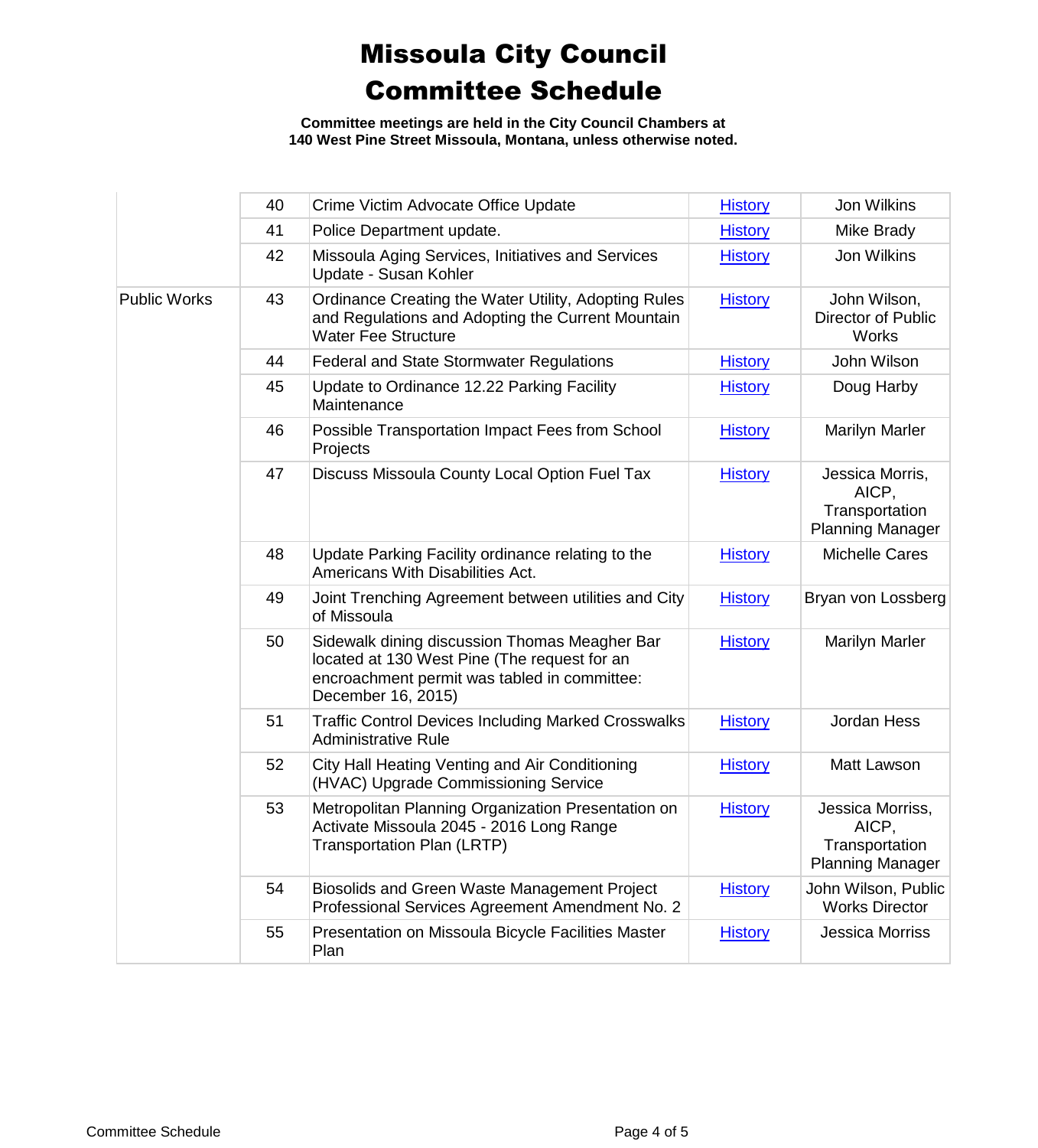# Missoula City Council Committee Schedule

**Committee meetings are held in the City Council Chambers at 140 West Pine Street Missoula, Montana, unless otherwise noted.**

| | | | | |
|---|---|---|---|---|
| | 40 | Crime Victim Advocate Office Update | History | Jon Wilkins |
| | 41 | Police Department update. | History | Mike Brady |
| | 42 | Missoula Aging Services, Initiatives and Services Update - Susan Kohler | History | Jon Wilkins |
| Public Works | 43 | Ordinance Creating the Water Utility, Adopting Rules and Regulations and Adopting the Current Mountain Water Fee Structure | History | John Wilson, Director of Public Works |
| | 44 | Federal and State Stormwater Regulations | History | John Wilson |
| | 45 | Update to Ordinance 12.22 Parking Facility Maintenance | History | Doug Harby |
| | 46 | Possible Transportation Impact Fees from School Projects | History | Marilyn Marler |
| | 47 | Discuss Missoula County Local Option Fuel Tax | History | Jessica Morris, AICP, Transportation Planning Manager |
| | 48 | Update Parking Facility ordinance relating to the Americans With Disabilities Act. | History | Michelle Cares |
| | 49 | Joint Trenching Agreement between utilities and City of Missoula | History | Bryan von Lossberg |
| | 50 | Sidewalk dining discussion Thomas Meagher Bar located at 130 West Pine (The request for an encroachment permit was tabled in committee: December 16, 2015) | History | Marilyn Marler |
| | 51 | Traffic Control Devices Including Marked Crosswalks Administrative Rule | History | Jordan Hess |
| | 52 | City Hall Heating Venting and Air Conditioning (HVAC) Upgrade Commissioning Service | History | Matt Lawson |
| | 53 | Metropolitan Planning Organization Presentation on Activate Missoula 2045 - 2016 Long Range Transportation Plan (LRTP) | History | Jessica Morriss, AICP, Transportation Planning Manager |
| | 54 | Biosolids and Green Waste Management Project Professional Services Agreement Amendment No. 2 | History | John Wilson, Public Works Director |
| | 55 | Presentation on Missoula Bicycle Facilities Master Plan | History | Jessica Morriss |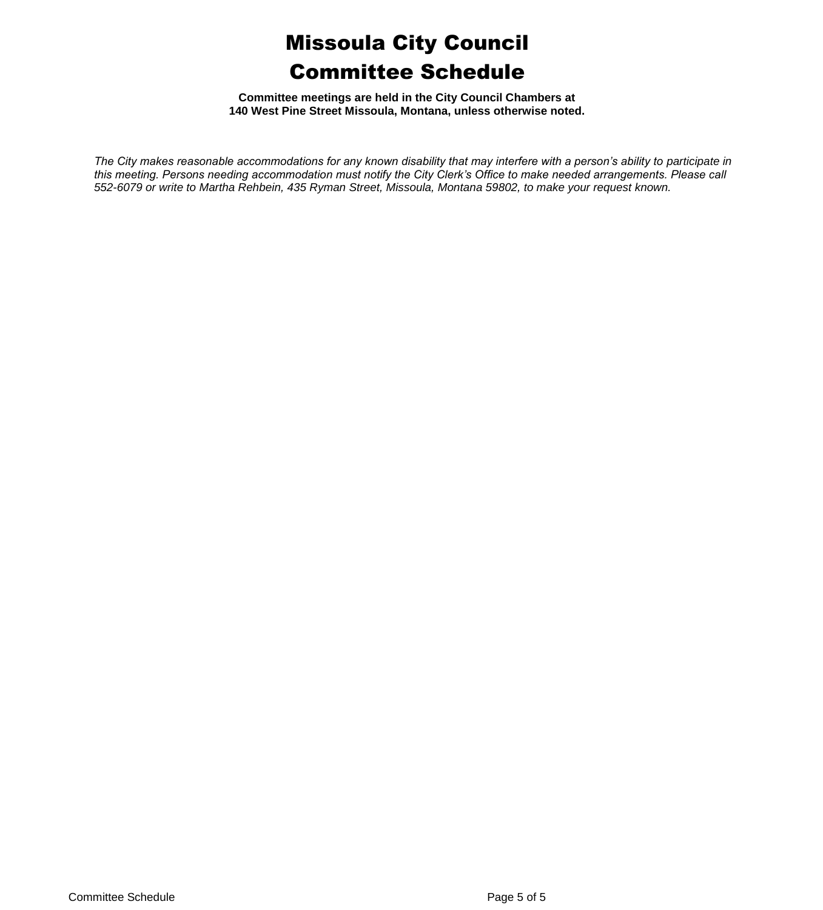# Missoula City Council
# Committee Schedule

**Committee meetings are held in the City Council Chambers at**
**140 West Pine Street Missoula, Montana, unless otherwise noted.**

*The City makes reasonable accommodations for any known disability that may interfere with a person's ability to participate in this meeting. Persons needing accommodation must notify the City Clerk's Office to make needed arrangements. Please call 552-6079 or write to Martha Rehbein, 435 Ryman Street, Missoula, Montana 59802, to make your request known.*